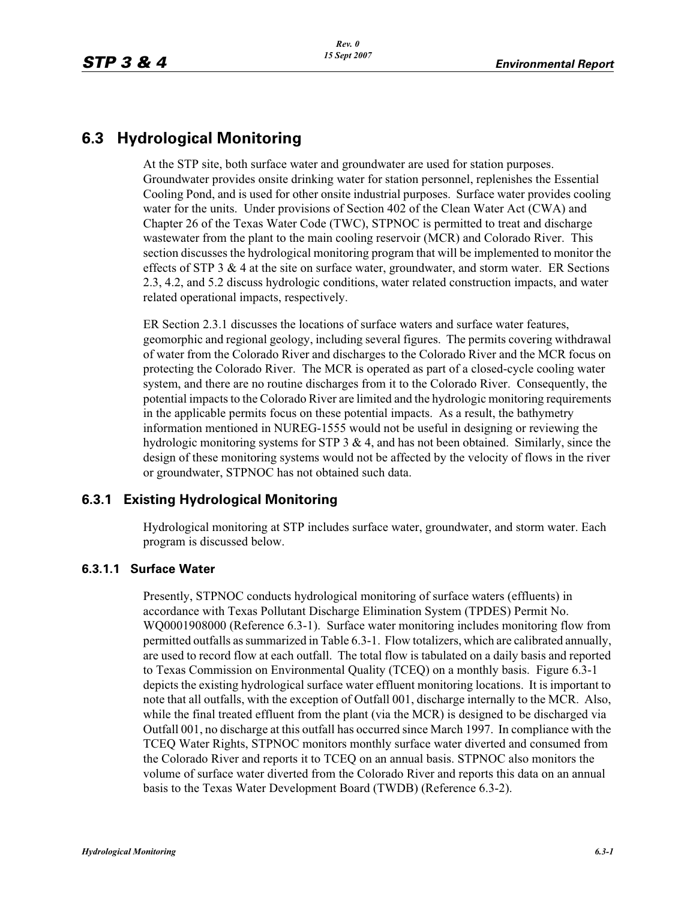# 6.3 Hydrological Monitoring

At the STP site, both surface water and groundwater are used for station purposes. Groundwater provides onsite drinking water for station personnel, replenishes the Essential Cooling Pond, and is used for other onsite industrial purposes. Surface water provides cooling water for the units. Under provisions of Section 402 of the Clean Water Act (CWA) and Chapter 26 of the Texas Water Code (TWC), STPNOC is permitted to treat and discharge wastewater from the plant to the main cooling reservoir (MCR) and Colorado River. This section discusses the hydrological monitoring program that will be implemented to monitor the effects of STP 3 & 4 at the site on surface water, groundwater, and storm water. ER Sections 2.3, 4.2, and 5.2 discuss hydrologic conditions, water related construction impacts, and water related operational impacts, respectively.

ER Section 2.3.1 discusses the locations of surface waters and surface water features, geomorphic and regional geology, including several figures. The permits covering withdrawal of water from the Colorado River and discharges to the Colorado River and the MCR focus on protecting the Colorado River. The MCR is operated as part of a closed-cycle cooling water system, and there are no routine discharges from it to the Colorado River. Consequently, the potential impacts to the Colorado River are limited and the hydrologic monitoring requirements in the applicable permits focus on these potential impacts. As a result, the bathymetry information mentioned in NUREG-1555 would not be useful in designing or reviewing the hydrologic monitoring systems for STP 3 & 4, and has not been obtained. Similarly, since the design of these monitoring systems would not be affected by the velocity of flows in the river or groundwater, STPNOC has not obtained such data.

## 6.3.1 Existing Hydrological Monitoring

Hydrological monitoring at STP includes surface water, groundwater, and storm water. Each program is discussed below.

### 6.3.1.1 Surface Water

Presently, STPNOC conducts hydrological monitoring of surface waters (effluents) in accordance with Texas Pollutant Discharge Elimination System (TPDES) Permit No. WQ0001908000 (Reference 6.3-1). Surface water monitoring includes monitoring flow from permitted outfalls as summarized in Table 6.3-1. Flow totalizers, which are calibrated annually, are used to record flow at each outfall. The total flow is tabulated on a daily basis and reported to Texas Commission on Environmental Quality (TCEQ) on a monthly basis. Figure 6.3-1 depicts the existing hydrological surface water effluent monitoring locations. It is important to note that all outfalls, with the exception of Outfall 001, discharge internally to the MCR. Also, while the final treated effluent from the plant (via the MCR) is designed to be discharged via Outfall 001, no discharge at this outfall has occurred since March 1997. In compliance with the TCEQ Water Rights, STPNOC monitors monthly surface water diverted and consumed from the Colorado River and reports it to TCEQ on an annual basis. STPNOC also monitors the volume of surface water diverted from the Colorado River and reports this data on an annual basis to the Texas Water Development Board (TWDB) (Reference 6.3-2).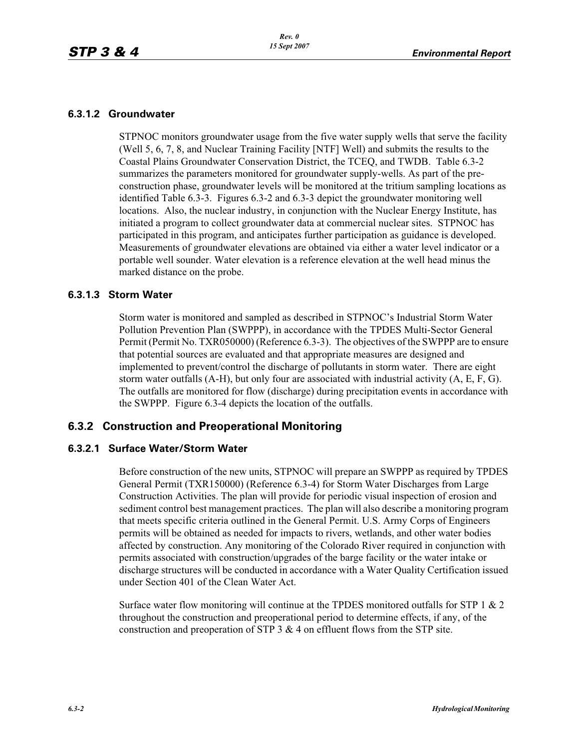### 6.3.1.2 Groundwater

STPNOC monitors groundwater usage from the five water supply wells that serve the facility (Well 5, 6, 7, 8, and Nuclear Training Facility [NTF] Well) and submits the results to the Coastal Plains Groundwater Conservation District, the TCEQ, and TWDB. Table 6.3-2 summarizes the parameters monitored for groundwater supply-wells. As part of the pre-construction phase, groundwater levels will be monitored at the tritium sampling locations as identified Table 6.3-3. Figures 6.3-2 and 6.3-3 depict the groundwater monitoring well locations. Also, the nuclear industry, in conjunction with the Nuclear Energy Institute, has initiated a program to collect groundwater data at commercial nuclear sites. STPNOC has participated in this program, and anticipates further participation as guidance is developed. Measurements of groundwater elevations are obtained via either a water level indicator or a portable well sounder. Water elevation is a reference elevation at the well head minus the marked distance on the probe.

### 6.3.1.3 Storm Water

Storm water is monitored and sampled as described in STPNOC's Industrial Storm Water Pollution Prevention Plan (SWPPP), in accordance with the TPDES Multi-Sector General Permit (Permit No. TXR050000) (Reference 6.3-3). The objectives of the SWPPP are to ensure that potential sources are evaluated and that appropriate measures are designed and implemented to prevent/control the discharge of pollutants in storm water. There are eight storm water outfalls (A-H), but only four are associated with industrial activity (A, E, F, G). The outfalls are monitored for flow (discharge) during precipitation events in accordance with the SWPPP. Figure 6.3-4 depicts the location of the outfalls.

## 6.3.2 Construction and Preoperational Monitoring

### 6.3.2.1 Surface Water/Storm Water

Before construction of the new units, STPNOC will prepare an SWPPP as required by TPDES General Permit (TXR150000) (Reference 6.3-4) for Storm Water Discharges from Large Construction Activities. The plan will provide for periodic visual inspection of erosion and sediment control best management practices. The plan will also describe a monitoring program that meets specific criteria outlined in the General Permit. U.S. Army Corps of Engineers permits will be obtained as needed for impacts to rivers, wetlands, and other water bodies affected by construction. Any monitoring of the Colorado River required in conjunction with permits associated with construction/upgrades of the barge facility or the water intake or discharge structures will be conducted in accordance with a Water Quality Certification issued under Section 401 of the Clean Water Act.

Surface water flow monitoring will continue at the TPDES monitored outfalls for STP 1 & 2 throughout the construction and preoperational period to determine effects, if any, of the construction and preoperation of STP 3 & 4 on effluent flows from the STP site.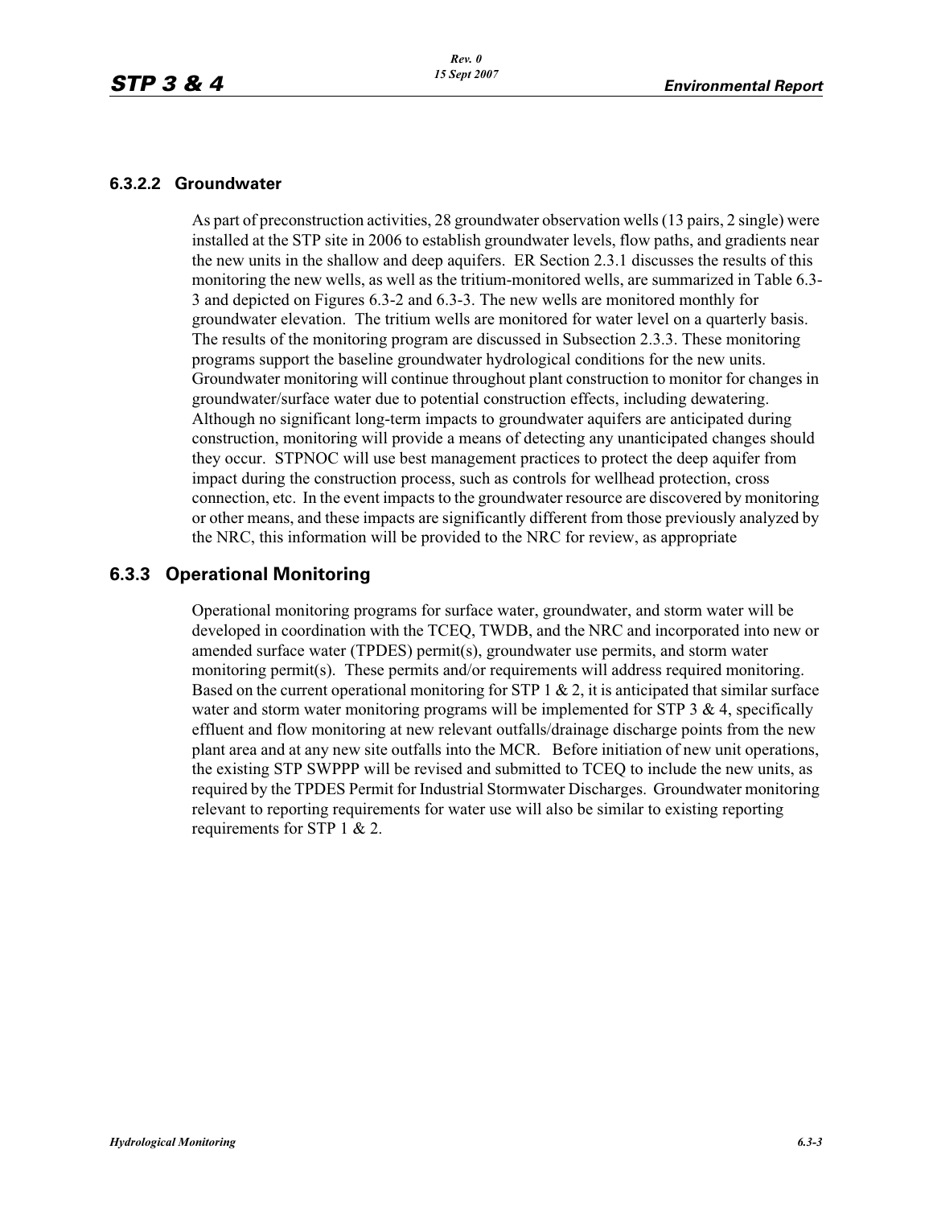### 6.3.2.2 Groundwater

As part of preconstruction activities, 28 groundwater observation wells (13 pairs, 2 single) were installed at the STP site in 2006 to establish groundwater levels, flow paths, and gradients near the new units in the shallow and deep aquifers. ER Section 2.3.1 discusses the results of this monitoring the new wells, as well as the tritium-monitored wells, are summarized in Table 6.3-3 and depicted on Figures 6.3-2 and 6.3-3. The new wells are monitored monthly for groundwater elevation. The tritium wells are monitored for water level on a quarterly basis. The results of the monitoring program are discussed in Subsection 2.3.3. These monitoring programs support the baseline groundwater hydrological conditions for the new units. Groundwater monitoring will continue throughout plant construction to monitor for changes in groundwater/surface water due to potential construction effects, including dewatering. Although no significant long-term impacts to groundwater aquifers are anticipated during construction, monitoring will provide a means of detecting any unanticipated changes should they occur. STPNOC will use best management practices to protect the deep aquifer from impact during the construction process, such as controls for wellhead protection, cross connection, etc. In the event impacts to the groundwater resource are discovered by monitoring or other means, and these impacts are significantly different from those previously analyzed by the NRC, this information will be provided to the NRC for review, as appropriate

## 6.3.3 Operational Monitoring

Operational monitoring programs for surface water, groundwater, and storm water will be developed in coordination with the TCEQ, TWDB, and the NRC and incorporated into new or amended surface water (TPDES) permit(s), groundwater use permits, and storm water monitoring permit(s). These permits and/or requirements will address required monitoring. Based on the current operational monitoring for STP 1 & 2, it is anticipated that similar surface water and storm water monitoring programs will be implemented for STP 3 & 4, specifically effluent and flow monitoring at new relevant outfalls/drainage discharge points from the new plant area and at any new site outfalls into the MCR. Before initiation of new unit operations, the existing STP SWPPP will be revised and submitted to TCEQ to include the new units, as required by the TPDES Permit for Industrial Stormwater Discharges. Groundwater monitoring relevant to reporting requirements for water use will also be similar to existing reporting requirements for STP 1 & 2.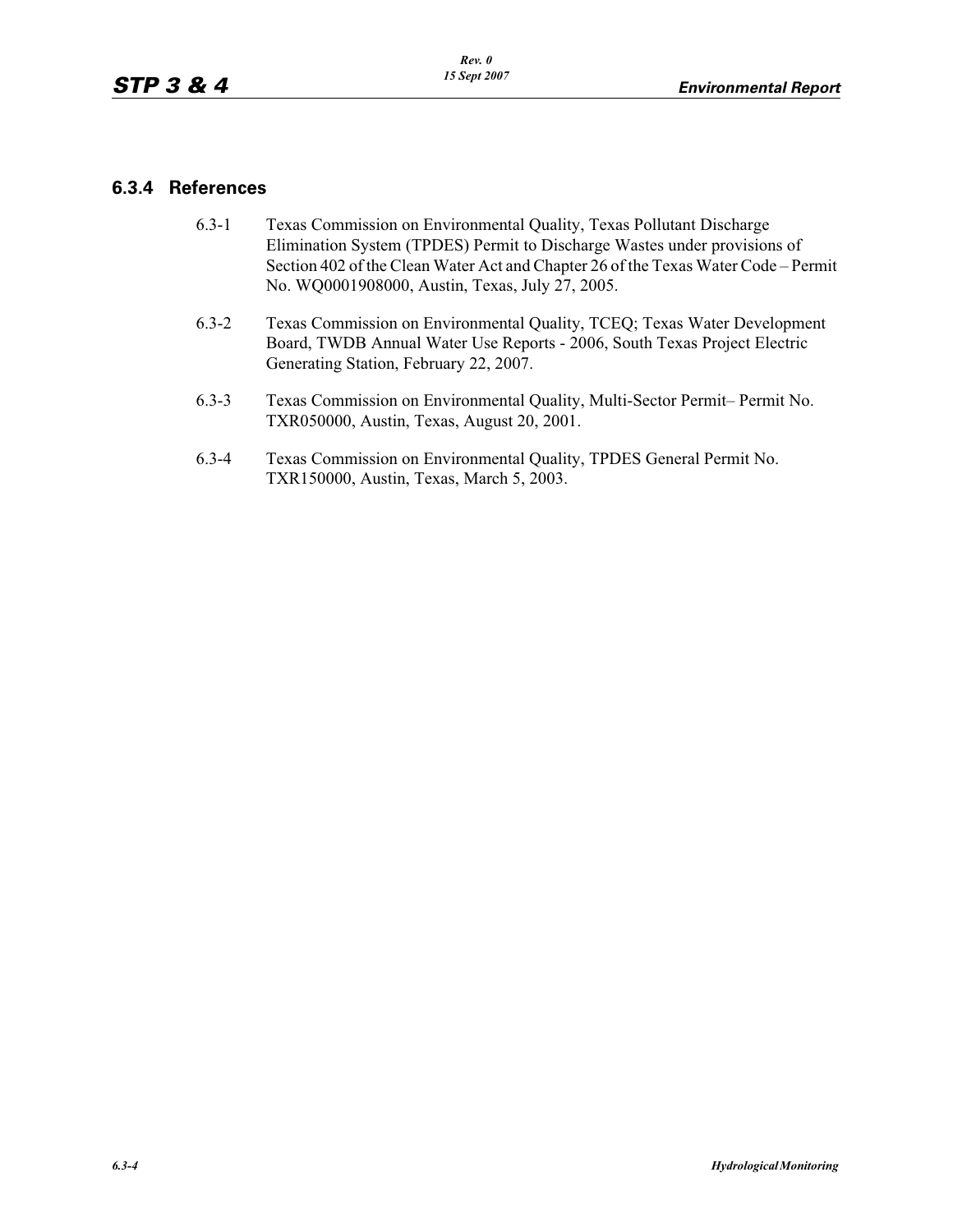### 6.3.4 References

6.3-1 Texas Commission on Environmental Quality, Texas Pollutant Discharge Elimination System (TPDES) Permit to Discharge Wastes under provisions of Section 402 of the Clean Water Act and Chapter 26 of the Texas Water Code – Permit No. WQ0001908000, Austin, Texas, July 27, 2005.

6.3-2 Texas Commission on Environmental Quality, TCEQ; Texas Water Development Board, TWDB Annual Water Use Reports - 2006, South Texas Project Electric Generating Station, February 22, 2007.

6.3-3 Texas Commission on Environmental Quality, Multi-Sector Permit– Permit No. TXR050000, Austin, Texas, August 20, 2001.

6.3-4 Texas Commission on Environmental Quality, TPDES General Permit No. TXR150000, Austin, Texas, March 5, 2003.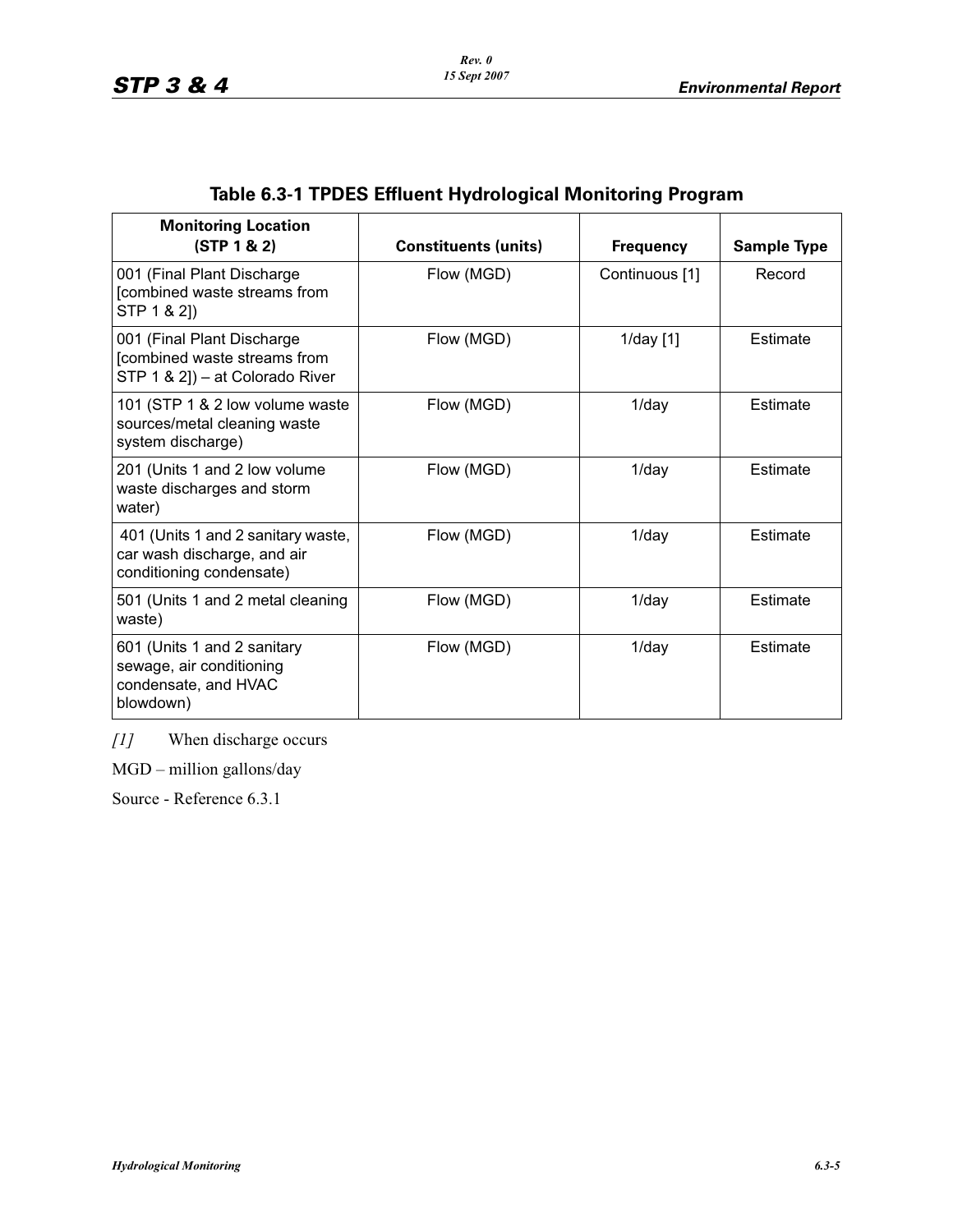## Table 6.3-1 TPDES Effluent Hydrological Monitoring Program

| Monitoring Location (STP 1 & 2) | Constituents (units) | Frequency | Sample Type |
|---|---|---|---|
| 001 (Final Plant Discharge [combined waste streams from STP 1 & 2]) | Flow (MGD) | Continuous [1] | Record |
| 001 (Final Plant Discharge [combined waste streams from STP 1 & 2]) – at Colorado River | Flow (MGD) | 1/day [1] | Estimate |
| 101 (STP 1 & 2 low volume waste sources/metal cleaning waste system discharge) | Flow (MGD) | 1/day | Estimate |
| 201 (Units 1 and 2 low volume waste discharges and storm water) | Flow (MGD) | 1/day | Estimate |
| 401 (Units 1 and 2 sanitary waste, car wash discharge, and air conditioning condensate) | Flow (MGD) | 1/day | Estimate |
| 501 (Units 1 and 2 metal cleaning waste) | Flow (MGD) | 1/day | Estimate |
| 601 (Units 1 and 2 sanitary sewage, air conditioning condensate, and HVAC blowdown) | Flow (MGD) | 1/day | Estimate |

*[1]* When discharge occurs

MGD – million gallons/day

Source - Reference 6.3.1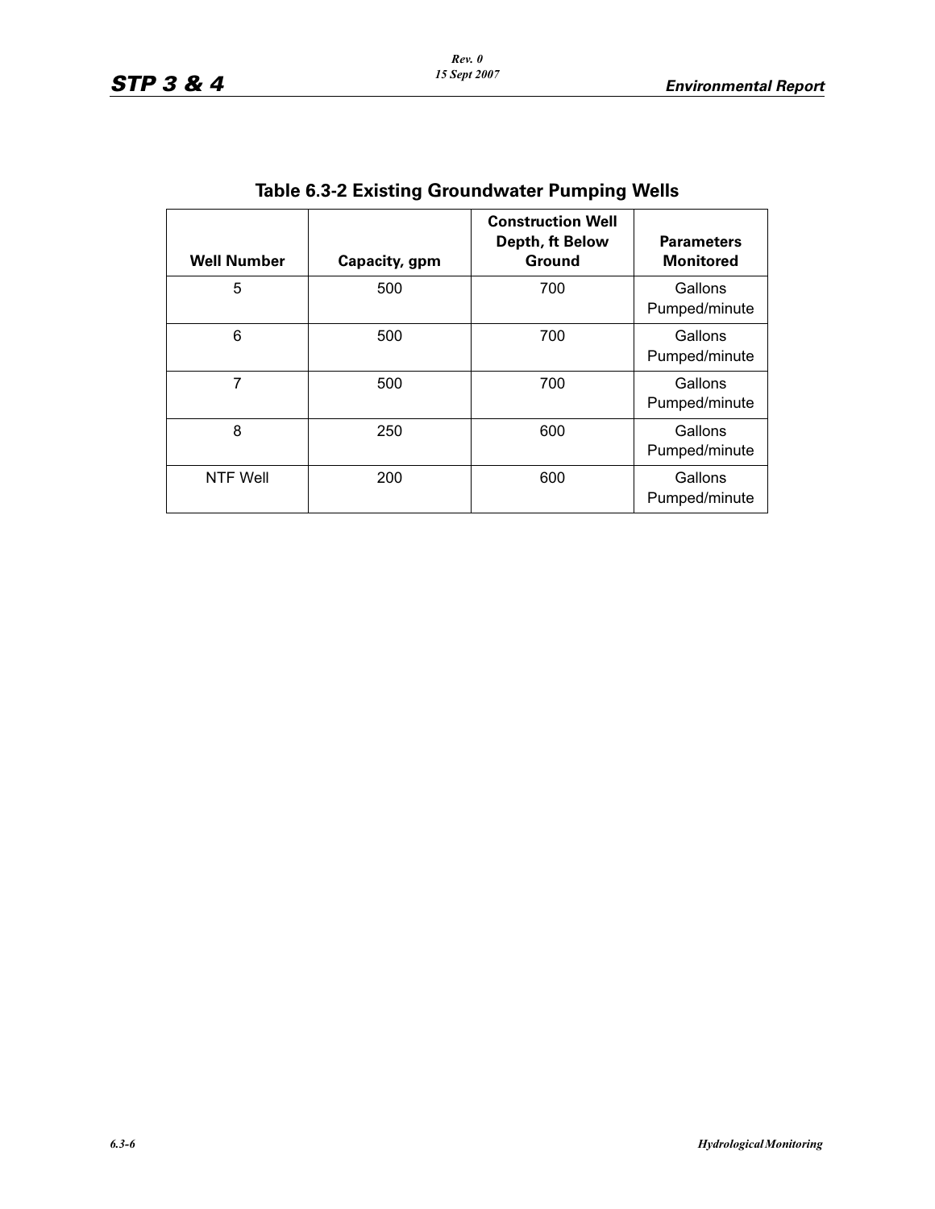## Table 6.3-2 Existing Groundwater Pumping Wells

| Well Number | Capacity, gpm | Construction Well Depth, ft Below Ground | Parameters Monitored |
|---|---|---|---|
| 5 | 500 | 700 | Gallons Pumped/minute |
| 6 | 500 | 700 | Gallons Pumped/minute |
| 7 | 500 | 700 | Gallons Pumped/minute |
| 8 | 250 | 600 | Gallons Pumped/minute |
| NTF Well | 200 | 600 | Gallons Pumped/minute |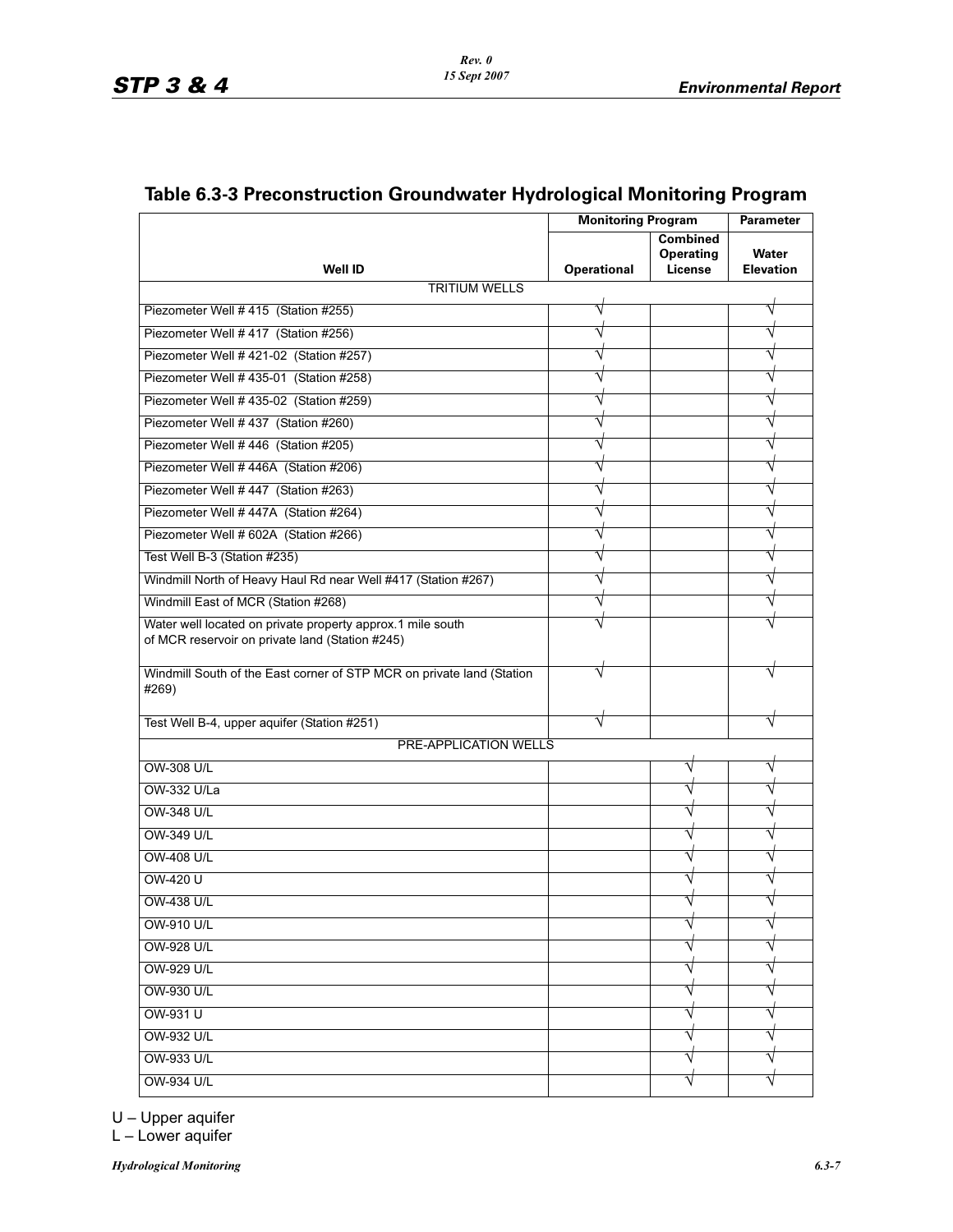## Table 6.3-3 Preconstruction Groundwater Hydrological Monitoring Program

| Well ID | Monitoring Program | | Parameter |
|---|---|---|---|
| | Operational | Combined Operating License | Water Elevation |
| **TRITIUM WELLS** | | | |
| Piezometer Well # 415 (Station #255) | √ | | √ |
| Piezometer Well # 417 (Station #256) | √ | | √ |
| Piezometer Well # 421-02 (Station #257) | √ | | √ |
| Piezometer Well # 435-01 (Station #258) | √ | | √ |
| Piezometer Well # 435-02 (Station #259) | √ | | √ |
| Piezometer Well # 437 (Station #260) | √ | | √ |
| Piezometer Well # 446 (Station #205) | √ | | √ |
| Piezometer Well # 446A (Station #206) | √ | | √ |
| Piezometer Well # 447 (Station #263) | √ | | √ |
| Piezometer Well # 447A (Station #264) | √ | | √ |
| Piezometer Well # 602A (Station #266) | √ | | √ |
| Test Well B-3 (Station #235) | √ | | √ |
| Windmill North of Heavy Haul Rd near Well #417 (Station #267) | √ | | √ |
| Windmill East of MCR (Station #268) | √ | | √ |
| Water well located on private property approx.1 mile south of MCR reservoir on private land (Station #245) | √ | | √ |
| Windmill South of the East corner of STP MCR on private land (Station #269) | √ | | √ |
| Test Well B-4, upper aquifer (Station #251) | √ | | √ |
| **PRE-APPLICATION WELLS** | | | |
| OW-308 U/L | | √ | √ |
| OW-332 U/La | | √ | √ |
| OW-348 U/L | | √ | √ |
| OW-349 U/L | | √ | √ |
| OW-408 U/L | | √ | √ |
| OW-420 U | | √ | √ |
| OW-438 U/L | | √ | √ |
| OW-910 U/L | | √ | √ |
| OW-928 U/L | | √ | √ |
| OW-929 U/L | | √ | √ |
| OW-930 U/L | | √ | √ |
| OW-931 U | | √ | √ |
| OW-932 U/L | | √ | √ |
| OW-933 U/L | | √ | √ |
| OW-934 U/L | | √ | √ |

U – Upper aquifer
L – Lower aquifer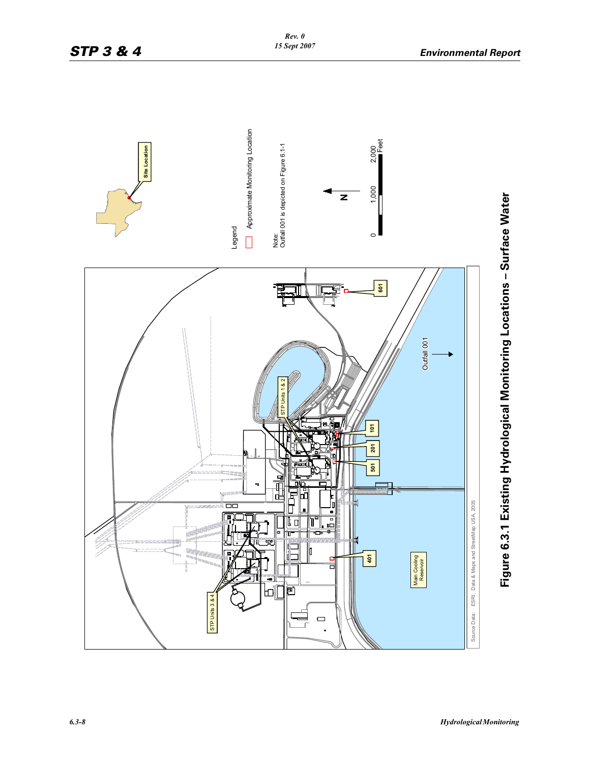Site Location

Legend

Approximate Monitoring Location

Note:
Outfall 001 is depicted on Figure 6.1-1

N

0 1,000 2,000 Feet

STP Units 1 & 2

STP Units 3 & 4

101

201

501

401

601

Outfall 001

Main Cooling Reservoir

Source Data: ESRI, Data & Maps and StreetMap USA, 2005

**Figure 6.3.1 Existing Hydrological Monitoring Locations – Surface Water**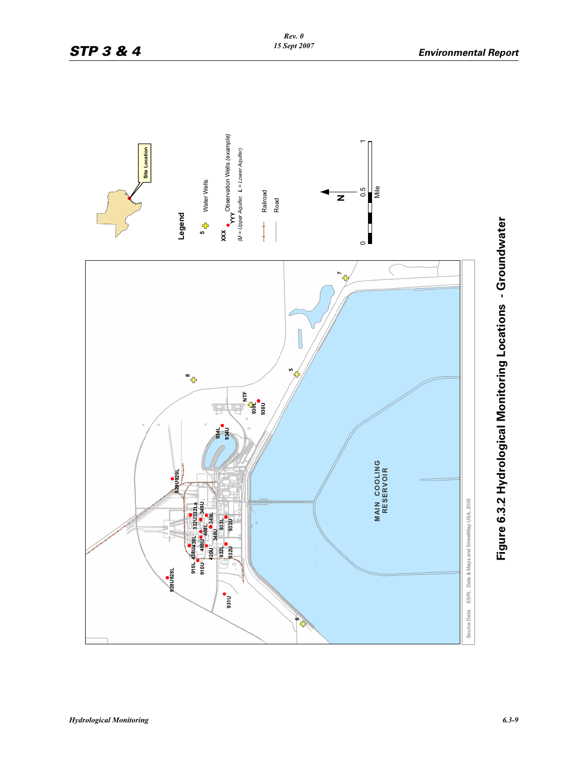Figure 6.3.2 Hydrological Monitoring Locations - Groundwater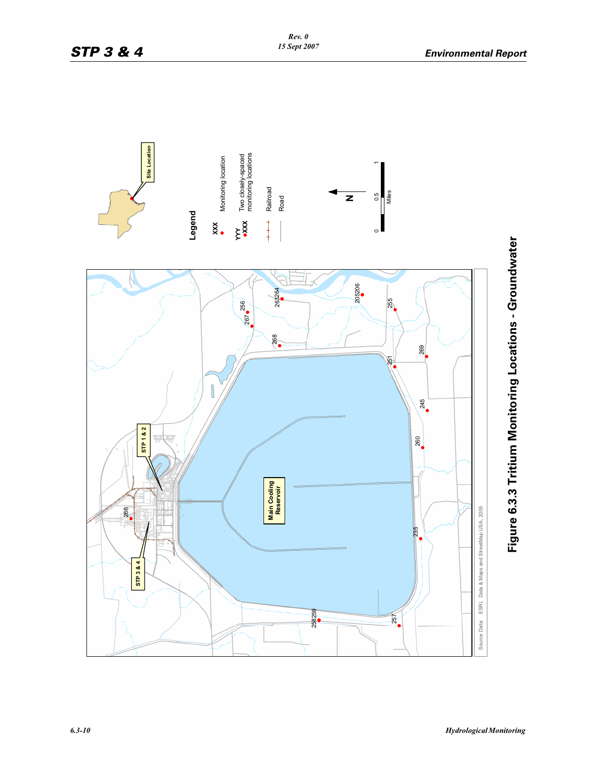Site Location

Legend

XXX ● Monitoring location

YYY ●XXX Two closely-spaced monitoring locations

Railroad

Road

N

0 0.5 1 Miles

STP 1 & 2

STP 3 & 4

Main Cooling Reservoir

266, 256, 267, 263264, 268, 205206, 255, 251, 269, 245, 260, 235, 258259, 257

Source Data: ESRI, Data & Maps and StreetMap USA, 2005

**Figure 6.3.3 Tritium Monitoring Locations - Groundwater**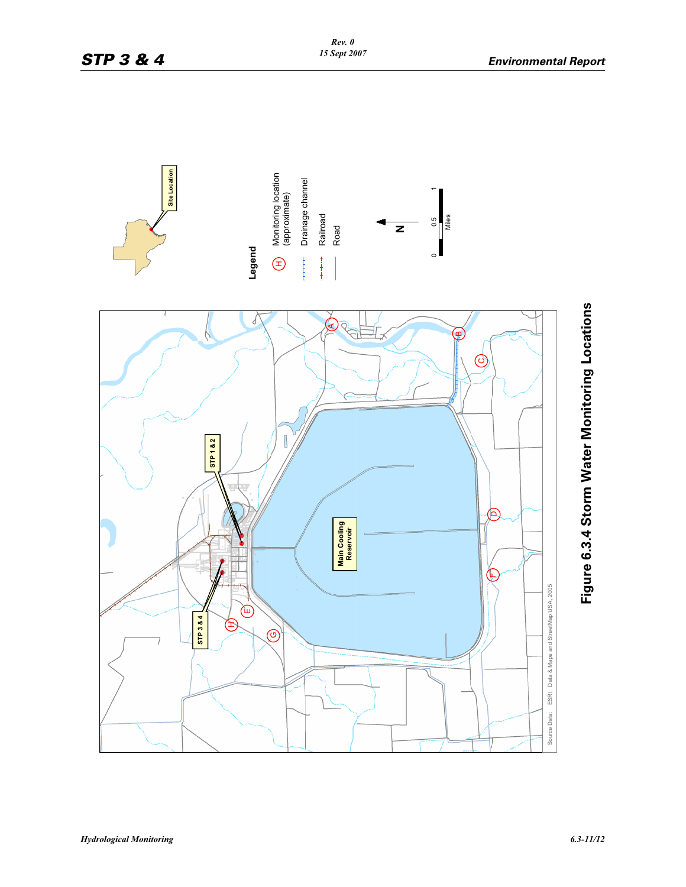Site Location

Legend

H Monitoring location (approximate)

Drainage channel

Railroad

Road

N

0 0.5 1

Miles

STP 1 & 2

STP 3 & 4

Main Cooling Reservoir

A

B

C

D

E

F

G

H

Source Data: ESRI, Data & Maps and StreetMap USA, 2005

**Figure 6.3.4 Storm Water Monitoring Locations**